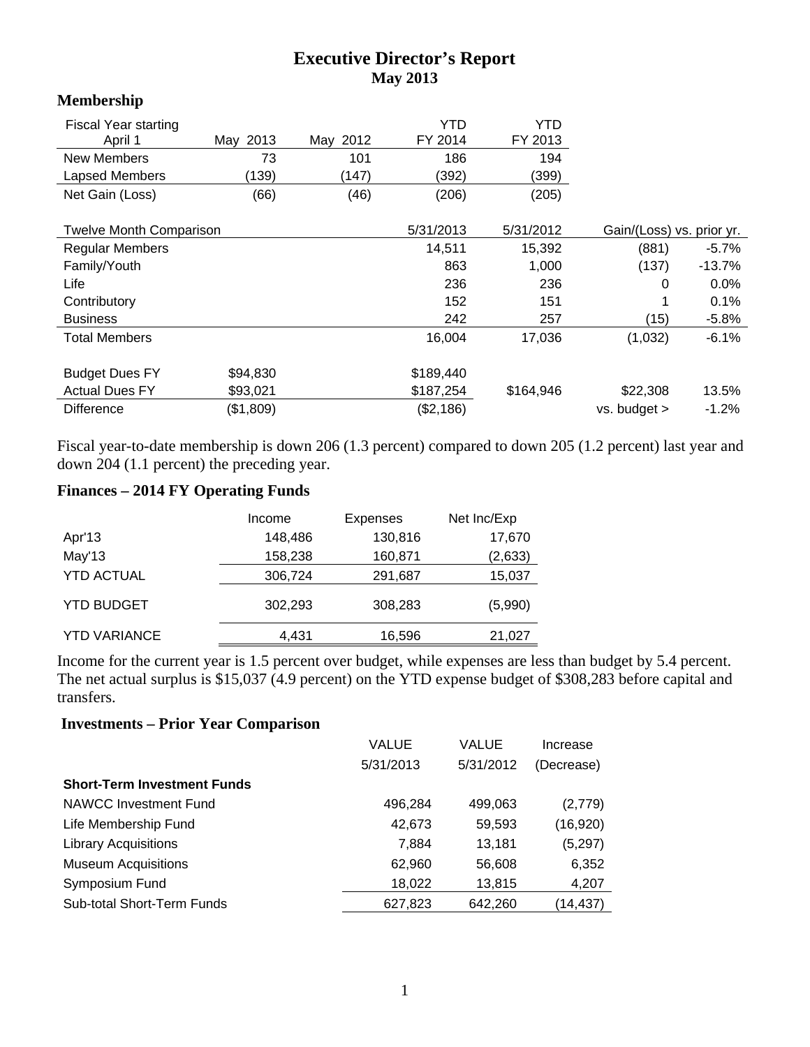# Executive Director's Report
## May 2013

### Membership

| Fiscal Year starting April 1 | May 2013 | May 2012 | YTD FY 2014 | YTD FY 2013 |
|---|---|---|---|---|
| New Members | 73 | 101 | 186 | 194 |
| Lapsed Members | (139) | (147) | (392) | (399) |
| Net Gain (Loss) | (66) | (46) | (206) | (205) |

| Twelve Month Comparison | | 5/31/2013 | 5/31/2012 | Gain/(Loss) vs. prior yr. | |
|---|---|---|---|---|---|
| Regular Members | | 14,511 | 15,392 | (881) | -5.7% |
| Family/Youth | | 863 | 1,000 | (137) | -13.7% |
| Life | | 236 | 236 | 0 | 0.0% |
| Contributory | | 152 | 151 | 1 | 0.1% |
| Business | | 242 | 257 | (15) | -5.8% |
| Total Members | | 16,004 | 17,036 | (1,032) | -6.1% |
| | | | | | |
| Budget Dues FY | $94,830 | $189,440 | | | |
| Actual Dues FY | $93,021 | $187,254 | $164,946 | $22,308 | 13.5% |
| Difference | ($1,809) | ($2,186) | | vs. budget > | -1.2% |

Fiscal year-to-date membership is down 206 (1.3 percent) compared to down 205 (1.2 percent) last year and down 204 (1.1 percent) the preceding year.

### Finances – 2014 FY Operating Funds

| | Income | Expenses | Net Inc/Exp |
|---|---|---|---|
| Apr'13 | 148,486 | 130,816 | 17,670 |
| May'13 | 158,238 | 160,871 | (2,633) |
| YTD ACTUAL | 306,724 | 291,687 | 15,037 |
| YTD BUDGET | 302,293 | 308,283 | (5,990) |
| YTD VARIANCE | 4,431 | 16,596 | 21,027 |

Income for the current year is 1.5 percent over budget, while expenses are less than budget by 5.4 percent. The net actual surplus is $15,037 (4.9 percent) on the YTD expense budget of $308,283 before capital and transfers.

### Investments – Prior Year Comparison

| | VALUE 5/31/2013 | VALUE 5/31/2012 | Increase (Decrease) |
|---|---|---|---|
| **Short-Term Investment Funds** | | | |
| NAWCC Investment Fund | 496,284 | 499,063 | (2,779) |
| Life Membership Fund | 42,673 | 59,593 | (16,920) |
| Library Acquisitions | 7,884 | 13,181 | (5,297) |
| Museum Acquisitions | 62,960 | 56,608 | 6,352 |
| Symposium Fund | 18,022 | 13,815 | 4,207 |
| Sub-total Short-Term Funds | 627,823 | 642,260 | (14,437) |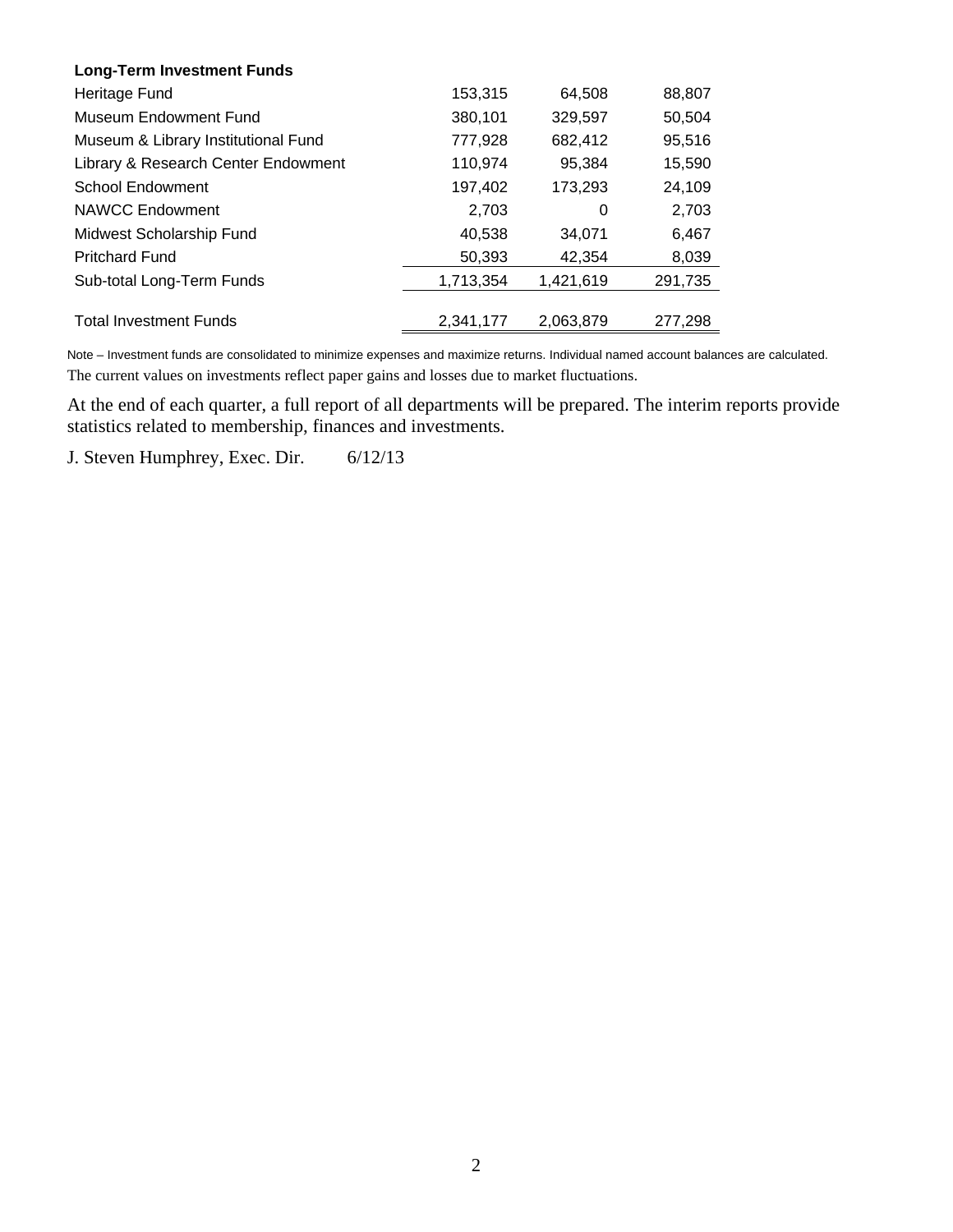| **Long-Term Investment Funds** | | | |
|---|---|---|---|
| Heritage Fund | 153,315 | 64,508 | 88,807 |
| Museum Endowment Fund | 380,101 | 329,597 | 50,504 |
| Museum & Library Institutional Fund | 777,928 | 682,412 | 95,516 |
| Library & Research Center Endowment | 110,974 | 95,384 | 15,590 |
| School Endowment | 197,402 | 173,293 | 24,109 |
| NAWCC Endowment | 2,703 | 0 | 2,703 |
| Midwest Scholarship Fund | 40,538 | 34,071 | 6,467 |
| Pritchard Fund | 50,393 | 42,354 | 8,039 |
| Sub-total Long-Term Funds | 1,713,354 | 1,421,619 | 291,735 |
| Total Investment Funds | 2,341,177 | 2,063,879 | 277,298 |

Note – Investment funds are consolidated to minimize expenses and maximize returns. Individual named account balances are calculated. The current values on investments reflect paper gains and losses due to market fluctuations.

At the end of each quarter, a full report of all departments will be prepared. The interim reports provide statistics related to membership, finances and investments.

J. Steven Humphrey, Exec. Dir. 6/12/13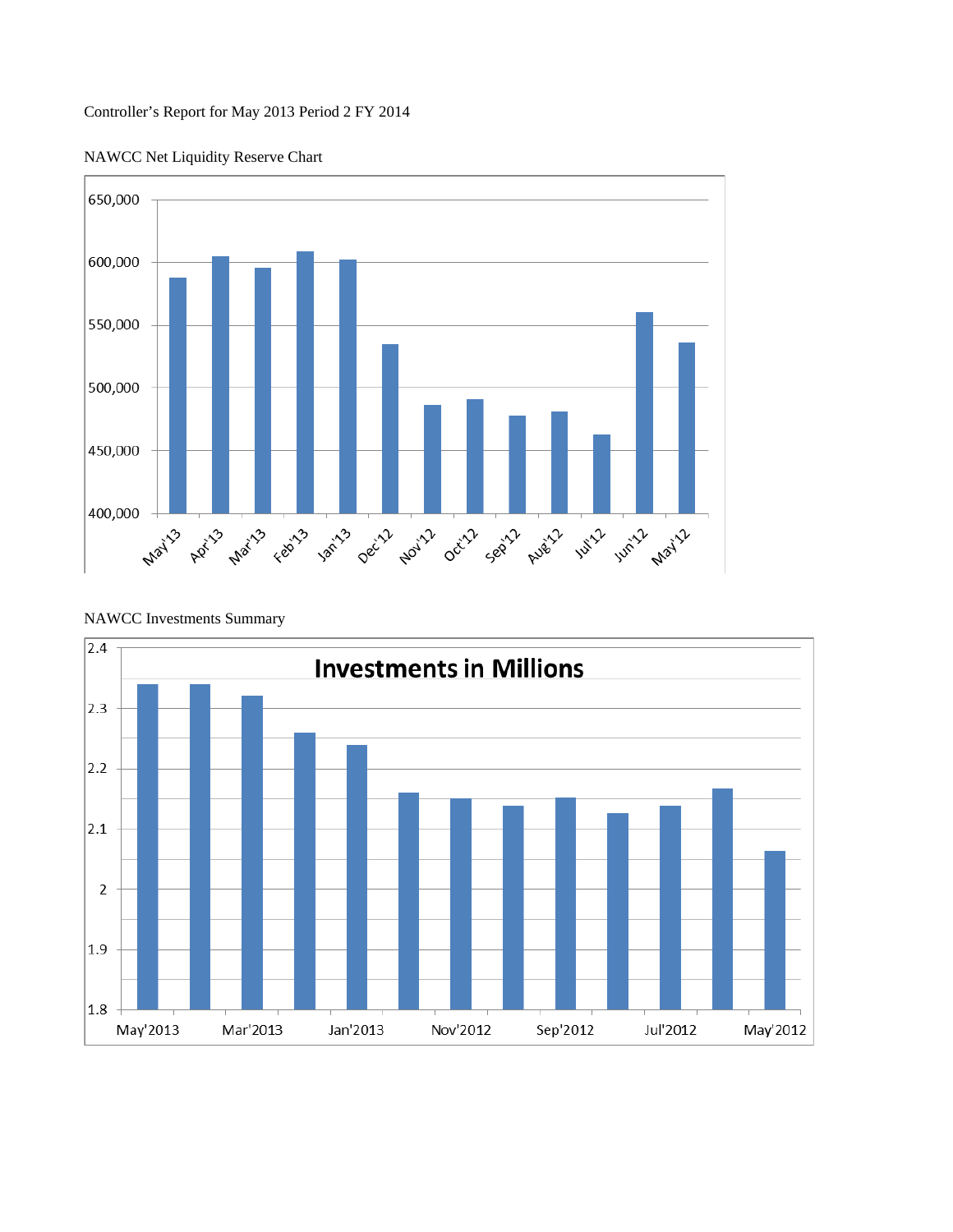Controller's Report for May 2013 Period 2 FY 2014

NAWCC Net Liquidity Reserve Chart

NAWCC Investments Summary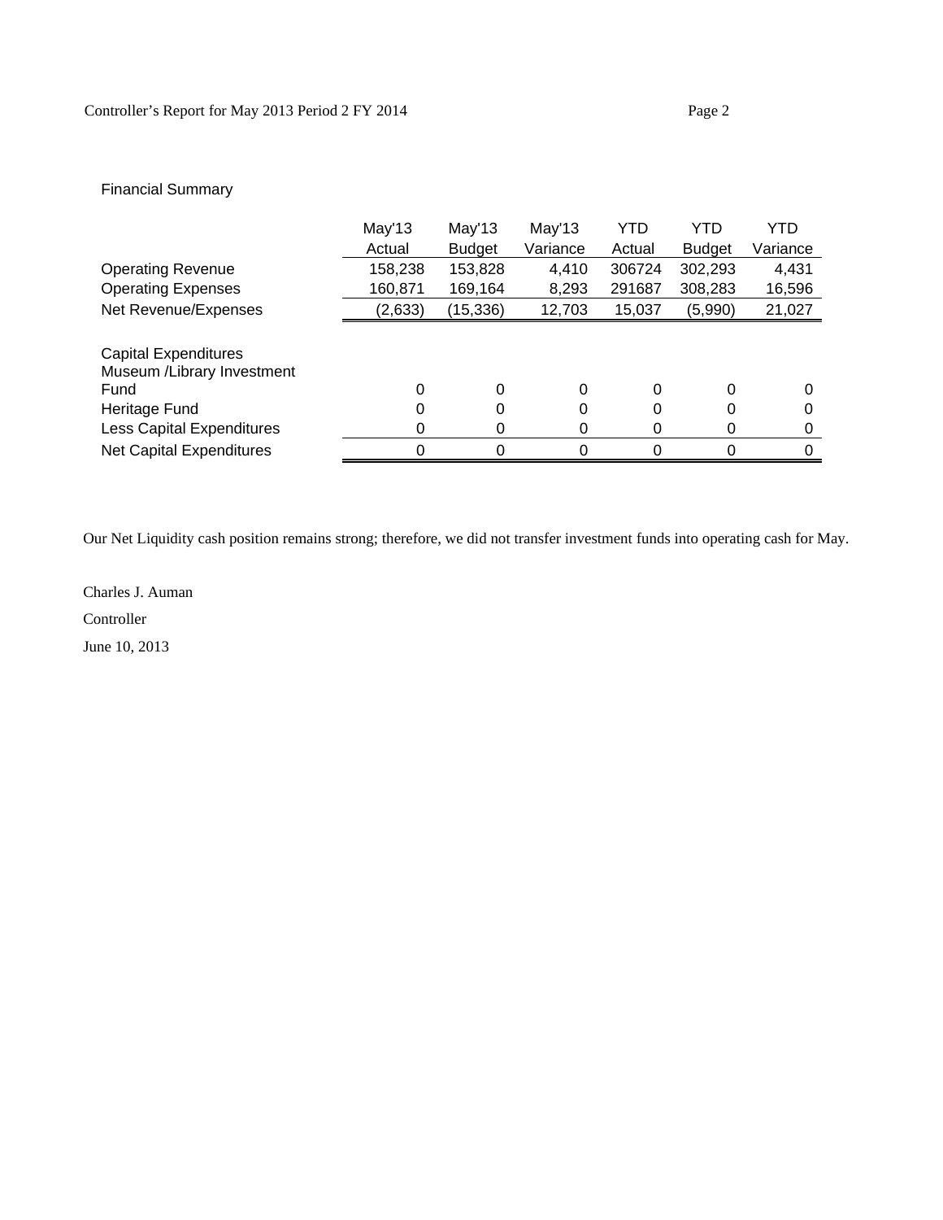Financial Summary

| | May'13 Actual | May'13 Budget | May'13 Variance | YTD Actual | YTD Budget | YTD Variance |
|---|---|---|---|---|---|---|
| Operating Revenue | 158,238 | 153,828 | 4,410 | 306724 | 302,293 | 4,431 |
| Operating Expenses | 160,871 | 169,164 | 8,293 | 291687 | 308,283 | 16,596 |
| Net Revenue/Expenses | (2,633) | (15,336) | 12,703 | 15,037 | (5,990) | 21,027 |
| | | | | | | |
| Capital Expenditures | | | | | | |
| Museum /Library Investment Fund | 0 | 0 | 0 | 0 | 0 | 0 |
| Heritage Fund | 0 | 0 | 0 | 0 | 0 | 0 |
| Less Capital Expenditures | 0 | 0 | 0 | 0 | 0 | 0 |
| Net Capital Expenditures | 0 | 0 | 0 | 0 | 0 | 0 |

Our Net Liquidity cash position remains strong; therefore, we did not transfer investment funds into operating cash for May.

Charles J. Auman

Controller

June 10, 2013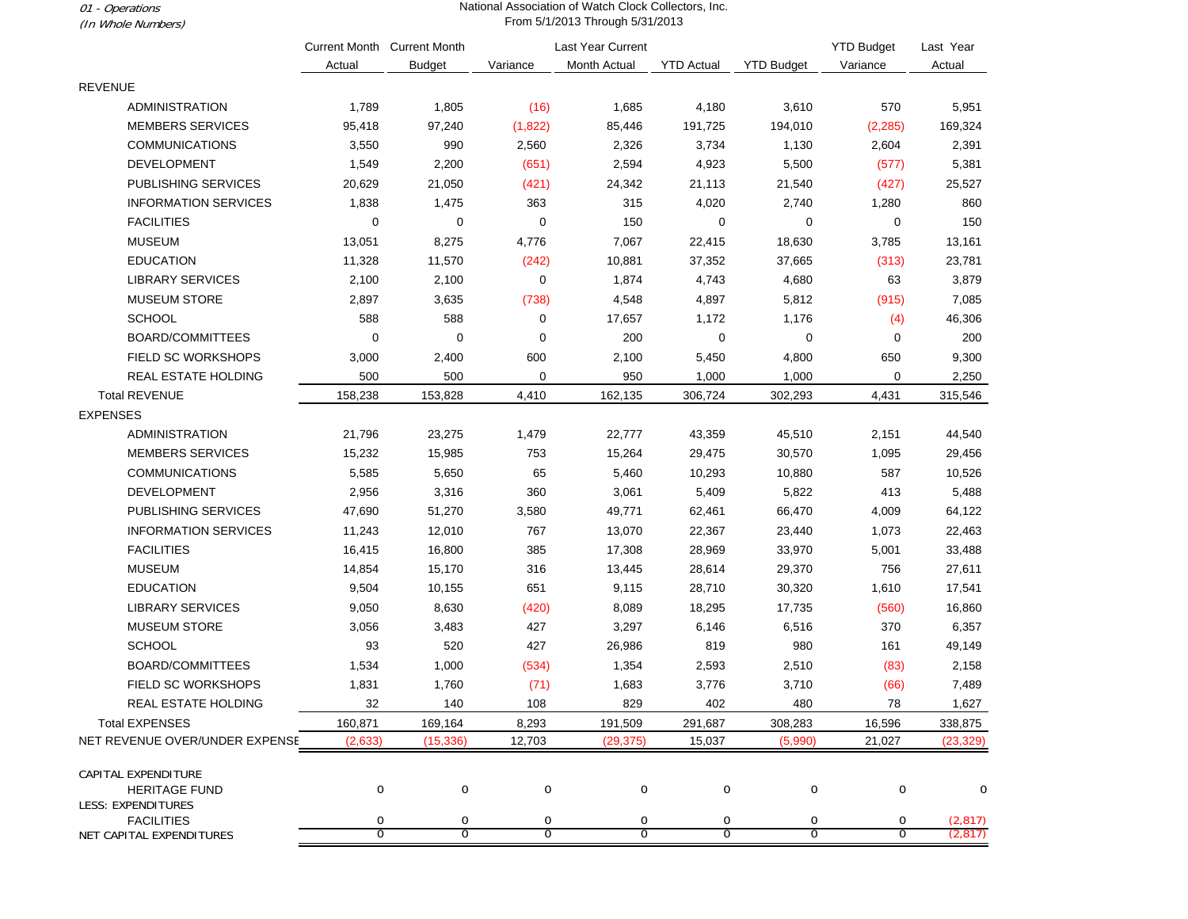01 - Operations
(In Whole Numbers)

National Association of Watch Clock Collectors, Inc.
From 5/1/2013 Through 5/31/2013

| | Current Month Actual | Current Month Budget | Variance | Last Year Current Month Actual | YTD Actual | YTD Budget | YTD Budget Variance | Last Year Actual |
|---|---|---|---|---|---|---|---|---|
| REVENUE | | | | | | | | |
| ADMINISTRATION | 1,789 | 1,805 | (16) | 1,685 | 4,180 | 3,610 | 570 | 5,951 |
| MEMBERS SERVICES | 95,418 | 97,240 | (1,822) | 85,446 | 191,725 | 194,010 | (2,285) | 169,324 |
| COMMUNICATIONS | 3,550 | 990 | 2,560 | 2,326 | 3,734 | 1,130 | 2,604 | 2,391 |
| DEVELOPMENT | 1,549 | 2,200 | (651) | 2,594 | 4,923 | 5,500 | (577) | 5,381 |
| PUBLISHING SERVICES | 20,629 | 21,050 | (421) | 24,342 | 21,113 | 21,540 | (427) | 25,527 |
| INFORMATION SERVICES | 1,838 | 1,475 | 363 | 315 | 4,020 | 2,740 | 1,280 | 860 |
| FACILITIES | 0 | 0 | 0 | 150 | 0 | 0 | 0 | 150 |
| MUSEUM | 13,051 | 8,275 | 4,776 | 7,067 | 22,415 | 18,630 | 3,785 | 13,161 |
| EDUCATION | 11,328 | 11,570 | (242) | 10,881 | 37,352 | 37,665 | (313) | 23,781 |
| LIBRARY SERVICES | 2,100 | 2,100 | 0 | 1,874 | 4,743 | 4,680 | 63 | 3,879 |
| MUSEUM STORE | 2,897 | 3,635 | (738) | 4,548 | 4,897 | 5,812 | (915) | 7,085 |
| SCHOOL | 588 | 588 | 0 | 17,657 | 1,172 | 1,176 | (4) | 46,306 |
| BOARD/COMMITTEES | 0 | 0 | 0 | 200 | 0 | 0 | 0 | 200 |
| FIELD SC WORKSHOPS | 3,000 | 2,400 | 600 | 2,100 | 5,450 | 4,800 | 650 | 9,300 |
| REAL ESTATE HOLDING | 500 | 500 | 0 | 950 | 1,000 | 1,000 | 0 | 2,250 |
| Total REVENUE | 158,238 | 153,828 | 4,410 | 162,135 | 306,724 | 302,293 | 4,431 | 315,546 |
| EXPENSES | | | | | | | | |
| ADMINISTRATION | 21,796 | 23,275 | 1,479 | 22,777 | 43,359 | 45,510 | 2,151 | 44,540 |
| MEMBERS SERVICES | 15,232 | 15,985 | 753 | 15,264 | 29,475 | 30,570 | 1,095 | 29,456 |
| COMMUNICATIONS | 5,585 | 5,650 | 65 | 5,460 | 10,293 | 10,880 | 587 | 10,526 |
| DEVELOPMENT | 2,956 | 3,316 | 360 | 3,061 | 5,409 | 5,822 | 413 | 5,488 |
| PUBLISHING SERVICES | 47,690 | 51,270 | 3,580 | 49,771 | 62,461 | 66,470 | 4,009 | 64,122 |
| INFORMATION SERVICES | 11,243 | 12,010 | 767 | 13,070 | 22,367 | 23,440 | 1,073 | 22,463 |
| FACILITIES | 16,415 | 16,800 | 385 | 17,308 | 28,969 | 33,970 | 5,001 | 33,488 |
| MUSEUM | 14,854 | 15,170 | 316 | 13,445 | 28,614 | 29,370 | 756 | 27,611 |
| EDUCATION | 9,504 | 10,155 | 651 | 9,115 | 28,710 | 30,320 | 1,610 | 17,541 |
| LIBRARY SERVICES | 9,050 | 8,630 | (420) | 8,089 | 18,295 | 17,735 | (560) | 16,860 |
| MUSEUM STORE | 3,056 | 3,483 | 427 | 3,297 | 6,146 | 6,516 | 370 | 6,357 |
| SCHOOL | 93 | 520 | 427 | 26,986 | 819 | 980 | 161 | 49,149 |
| BOARD/COMMITTEES | 1,534 | 1,000 | (534) | 1,354 | 2,593 | 2,510 | (83) | 2,158 |
| FIELD SC WORKSHOPS | 1,831 | 1,760 | (71) | 1,683 | 3,776 | 3,710 | (66) | 7,489 |
| REAL ESTATE HOLDING | 32 | 140 | 108 | 829 | 402 | 480 | 78 | 1,627 |
| Total EXPENSES | 160,871 | 169,164 | 8,293 | 191,509 | 291,687 | 308,283 | 16,596 | 338,875 |
| NET REVENUE OVER/UNDER EXPENSE | (2,633) | (15,336) | 12,703 | (29,375) | 15,037 | (5,990) | 21,027 | (23,329) |
| CAPITAL EXPENDITURE | | | | | | | | |
| HERITAGE FUND | 0 | 0 | 0 | 0 | 0 | 0 | 0 | 0 |
| LESS: EXPENDITURES | | | | | | | | |
| FACILITIES | 0 | 0 | 0 | 0 | 0 | 0 | 0 | (2,817) |
| NET CAPITAL EXPENDITURES | 0 | 0 | 0 | 0 | 0 | 0 | 0 | (2,817) |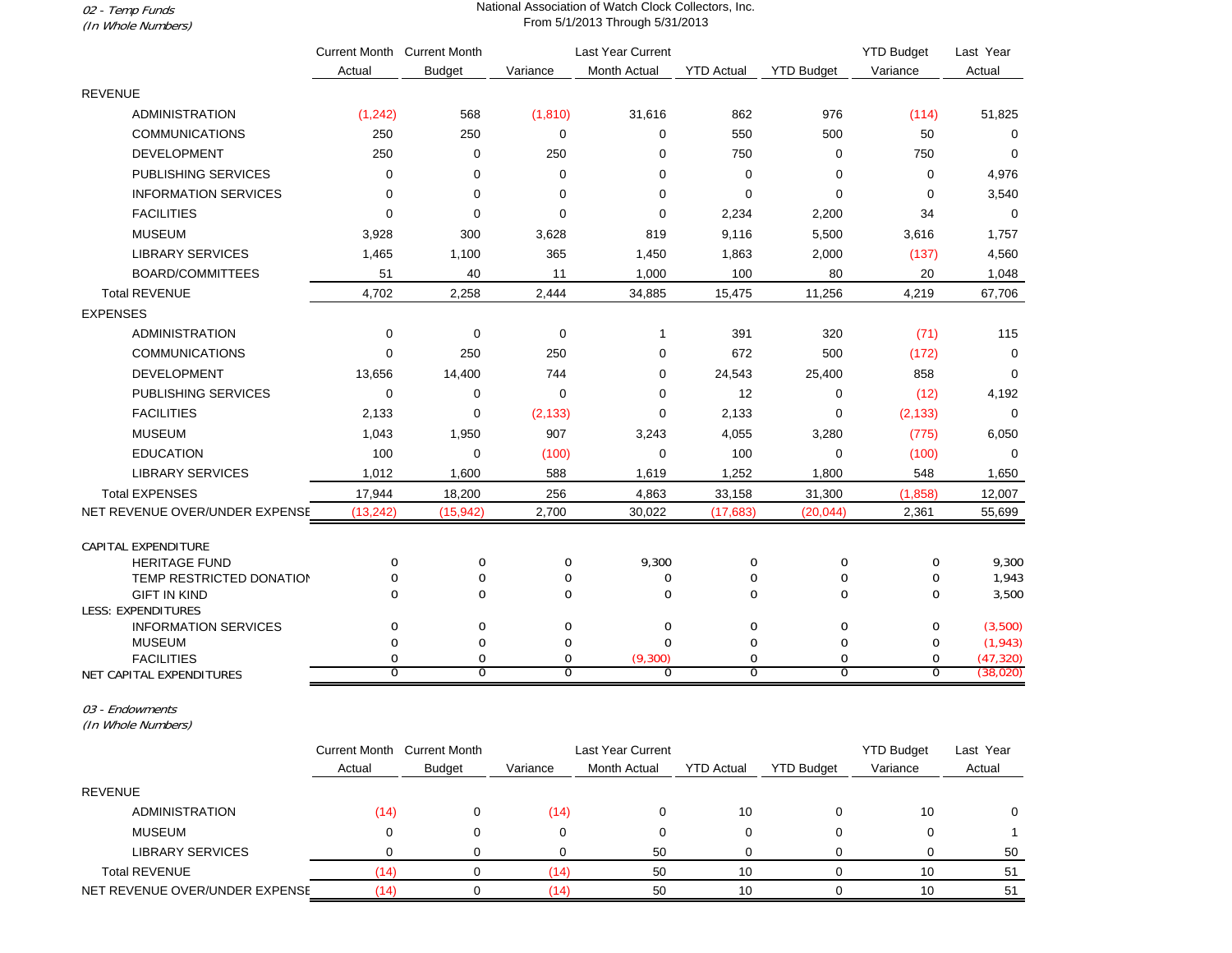*02 - Temp Funds*
*(In Whole Numbers)*

National Association of Watch Clock Collectors, Inc.
From 5/1/2013 Through 5/31/2013

| | Current Month Actual | Current Month Budget | Variance | Last Year Current Month Actual | YTD Actual | YTD Budget | YTD Budget Variance | Last Year Actual |
|---|---|---|---|---|---|---|---|---|
| REVENUE | | | | | | | | |
| ADMINISTRATION | (1,242) | 568 | (1,810) | 31,616 | 862 | 976 | (114) | 51,825 |
| COMMUNICATIONS | 250 | 250 | 0 | 0 | 550 | 500 | 50 | 0 |
| DEVELOPMENT | 250 | 0 | 250 | 0 | 750 | 0 | 750 | 0 |
| PUBLISHING SERVICES | 0 | 0 | 0 | 0 | 0 | 0 | 0 | 4,976 |
| INFORMATION SERVICES | 0 | 0 | 0 | 0 | 0 | 0 | 0 | 3,540 |
| FACILITIES | 0 | 0 | 0 | 0 | 2,234 | 2,200 | 34 | 0 |
| MUSEUM | 3,928 | 300 | 3,628 | 819 | 9,116 | 5,500 | 3,616 | 1,757 |
| LIBRARY SERVICES | 1,465 | 1,100 | 365 | 1,450 | 1,863 | 2,000 | (137) | 4,560 |
| BOARD/COMMITTEES | 51 | 40 | 11 | 1,000 | 100 | 80 | 20 | 1,048 |
| Total REVENUE | 4,702 | 2,258 | 2,444 | 34,885 | 15,475 | 11,256 | 4,219 | 67,706 |
| EXPENSES | | | | | | | | |
| ADMINISTRATION | 0 | 0 | 0 | 1 | 391 | 320 | (71) | 115 |
| COMMUNICATIONS | 0 | 250 | 250 | 0 | 672 | 500 | (172) | 0 |
| DEVELOPMENT | 13,656 | 14,400 | 744 | 0 | 24,543 | 25,400 | 858 | 0 |
| PUBLISHING SERVICES | 0 | 0 | 0 | 0 | 12 | 0 | (12) | 4,192 |
| FACILITIES | 2,133 | 0 | (2,133) | 0 | 2,133 | 0 | (2,133) | 0 |
| MUSEUM | 1,043 | 1,950 | 907 | 3,243 | 4,055 | 3,280 | (775) | 6,050 |
| EDUCATION | 100 | 0 | (100) | 0 | 100 | 0 | (100) | 0 |
| LIBRARY SERVICES | 1,012 | 1,600 | 588 | 1,619 | 1,252 | 1,800 | 548 | 1,650 |
| Total EXPENSES | 17,944 | 18,200 | 256 | 4,863 | 33,158 | 31,300 | (1,858) | 12,007 |
| NET REVENUE OVER/UNDER EXPENSE | (13,242) | (15,942) | 2,700 | 30,022 | (17,683) | (20,044) | 2,361 | 55,699 |
| CAPITAL EXPENDITURE | | | | | | | | |
| HERITAGE FUND | 0 | 0 | 0 | 9,300 | 0 | 0 | 0 | 9,300 |
| TEMP RESTRICTED DONATION | 0 | 0 | 0 | 0 | 0 | 0 | 0 | 1,943 |
| GIFT IN KIND | 0 | 0 | 0 | 0 | 0 | 0 | 0 | 3,500 |
| LESS: EXPENDITURES | | | | | | | | |
| INFORMATION SERVICES | 0 | 0 | 0 | 0 | 0 | 0 | 0 | (3,500) |
| MUSEUM | 0 | 0 | 0 | 0 | 0 | 0 | 0 | (1,943) |
| FACILITIES | 0 | 0 | 0 | (9,300) | 0 | 0 | 0 | (47,320) |
| NET CAPITAL EXPENDITURES | 0 | 0 | 0 | 0 | 0 | 0 | 0 | (38,020) |

*03 - Endowments*
*(In Whole Numbers)*

| | Current Month Actual | Current Month Budget | Variance | Last Year Current Month Actual | YTD Actual | YTD Budget | YTD Budget Variance | Last Year Actual |
|---|---|---|---|---|---|---|---|---|
| REVENUE | | | | | | | | |
| ADMINISTRATION | (14) | 0 | (14) | 0 | 10 | 0 | 10 | 0 |
| MUSEUM | 0 | 0 | 0 | 0 | 0 | 0 | 0 | 1 |
| LIBRARY SERVICES | 0 | 0 | 0 | 50 | 0 | 0 | 0 | 50 |
| Total REVENUE | (14) | 0 | (14) | 50 | 10 | 0 | 10 | 51 |
| NET REVENUE OVER/UNDER EXPENSE | (14) | 0 | (14) | 50 | 10 | 0 | 10 | 51 |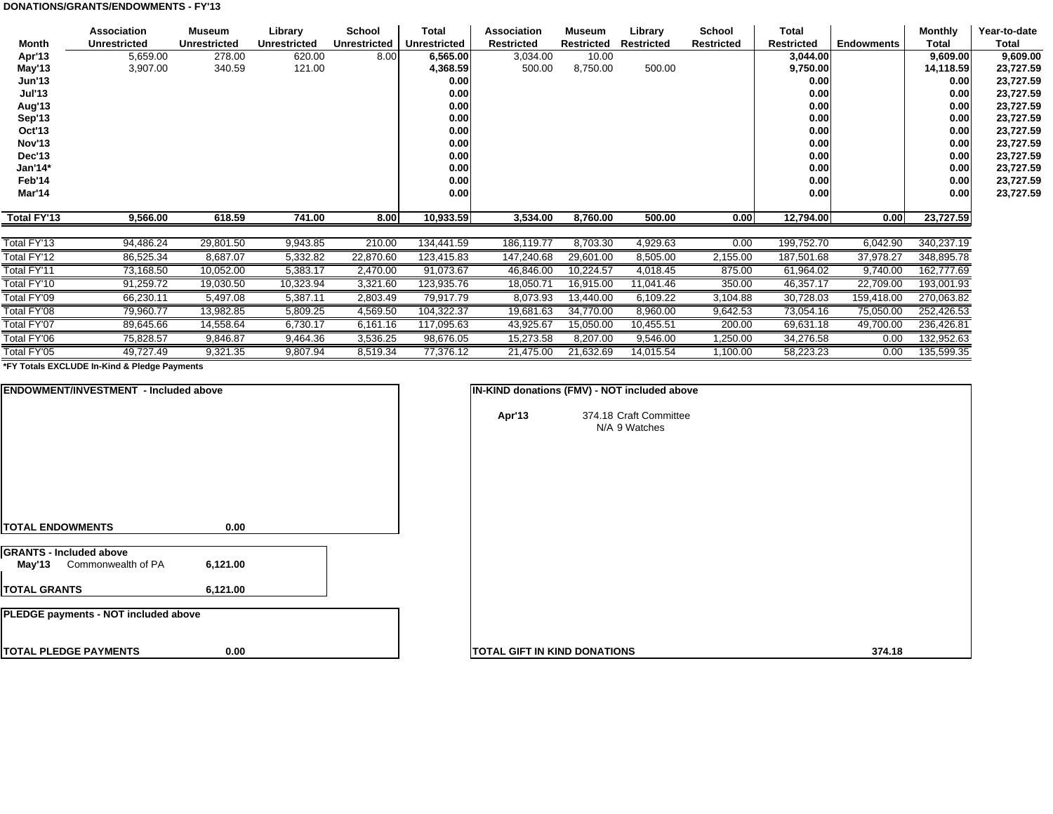**DONATIONS/GRANTS/ENDOWMENTS - FY'13**

| Month | Association Unrestricted | Museum Unrestricted | Library Unrestricted | School Unrestricted | Total Unrestricted | Association Restricted | Museum Restricted | Library Restricted | School Restricted | Total Restricted | Endowments | Monthly Total | Year-to-date Total |
|---|---|---|---|---|---|---|---|---|---|---|---|---|---|
| Apr'13 | 5,659.00 | 278.00 | 620.00 | 8.00 | 6,565.00 | 3,034.00 | 10.00 | | | 3,044.00 | | 9,609.00 | 9,609.00 |
| May'13 | 3,907.00 | 340.59 | 121.00 | | 4,368.59 | 500.00 | 8,750.00 | 500.00 | | 9,750.00 | | 14,118.59 | 23,727.59 |
| Jun'13 | | | | | 0.00 | | | | | 0.00 | | 0.00 | 23,727.59 |
| Jul'13 | | | | | 0.00 | | | | | 0.00 | | 0.00 | 23,727.59 |
| Aug'13 | | | | | 0.00 | | | | | 0.00 | | 0.00 | 23,727.59 |
| Sep'13 | | | | | 0.00 | | | | | 0.00 | | 0.00 | 23,727.59 |
| Oct'13 | | | | | 0.00 | | | | | 0.00 | | 0.00 | 23,727.59 |
| Nov'13 | | | | | 0.00 | | | | | 0.00 | | 0.00 | 23,727.59 |
| Dec'13 | | | | | 0.00 | | | | | 0.00 | | 0.00 | 23,727.59 |
| Jan'14* | | | | | 0.00 | | | | | 0.00 | | 0.00 | 23,727.59 |
| Feb'14 | | | | | 0.00 | | | | | 0.00 | | 0.00 | 23,727.59 |
| Mar'14 | | | | | 0.00 | | | | | 0.00 | | 0.00 | 23,727.59 |
| **Total FY'13** | **9,566.00** | **618.59** | **741.00** | **8.00** | **10,933.59** | **3,534.00** | **8,760.00** | **500.00** | **0.00** | **12,794.00** | **0.00** | **23,727.59** | |
| Total FY'13 | 94,486.24 | 29,801.50 | 9,943.85 | 210.00 | 134,441.59 | 186,119.77 | 8,703.30 | 4,929.63 | 0.00 | 199,752.70 | 6,042.90 | 340,237.19 | |
| Total FY'12 | 86,525.34 | 8,687.07 | 5,332.82 | 22,870.60 | 123,415.83 | 147,240.68 | 29,601.00 | 8,505.00 | 2,155.00 | 187,501.68 | 37,978.27 | 348,895.78 | |
| Total FY'11 | 73,168.50 | 10,052.00 | 5,383.17 | 2,470.00 | 91,073.67 | 46,846.00 | 10,224.57 | 4,018.45 | 875.00 | 61,964.02 | 9,740.00 | 162,777.69 | |
| Total FY'10 | 91,259.72 | 19,030.50 | 10,323.94 | 3,321.60 | 123,935.76 | 18,050.71 | 16,915.00 | 11,041.46 | 350.00 | 46,357.17 | 22,709.00 | 193,001.93 | |
| Total FY'09 | 66,230.11 | 5,497.08 | 5,387.11 | 2,803.49 | 79,917.79 | 8,073.93 | 13,440.00 | 6,109.22 | 3,104.88 | 30,728.03 | 159,418.00 | 270,063.82 | |
| Total FY'08 | 79,960.77 | 13,982.85 | 5,809.25 | 4,569.50 | 104,322.37 | 19,681.63 | 34,770.00 | 8,960.00 | 9,642.53 | 73,054.16 | 75,050.00 | 252,426.53 | |
| Total FY'07 | 89,645.66 | 14,558.64 | 6,730.17 | 6,161.16 | 117,095.63 | 43,925.67 | 15,050.00 | 10,455.51 | 200.00 | 69,631.18 | 49,700.00 | 236,426.81 | |
| Total FY'06 | 75,828.57 | 9,846.87 | 9,464.36 | 3,536.25 | 98,676.05 | 15,273.58 | 8,207.00 | 9,546.00 | 1,250.00 | 34,276.58 | 0.00 | 132,952.63 | |
| Total FY'05 | 49,727.49 | 9,321.35 | 9,807.94 | 8,519.34 | 77,376.12 | 21,475.00 | 21,632.69 | 14,015.54 | 1,100.00 | 58,223.23 | 0.00 | 135,599.35 | |

***FY Totals EXCLUDE In-Kind & Pledge Payments**

**ENDOWMENT/INVESTMENT - Included above**

| | |
|---|---|
| **TOTAL ENDOWMENTS** | **0.00** |

**GRANTS - Included above**

| | | |
|---|---|---|
| **May'13** | Commonwealth of PA | **6,121.00** |
| **TOTAL GRANTS** | | **6,121.00** |

**PLEDGE payments - NOT included above**

| | |
|---|---|
| **TOTAL PLEDGE PAYMENTS** | **0.00** |

**IN-KIND donations (FMV) - NOT included above**

| | | |
|---|---|---|
| **Apr'13** | 374.18 | Craft Committee |
| | N/A | 9 Watches |
| **TOTAL GIFT IN KIND DONATIONS** | | **374.18** |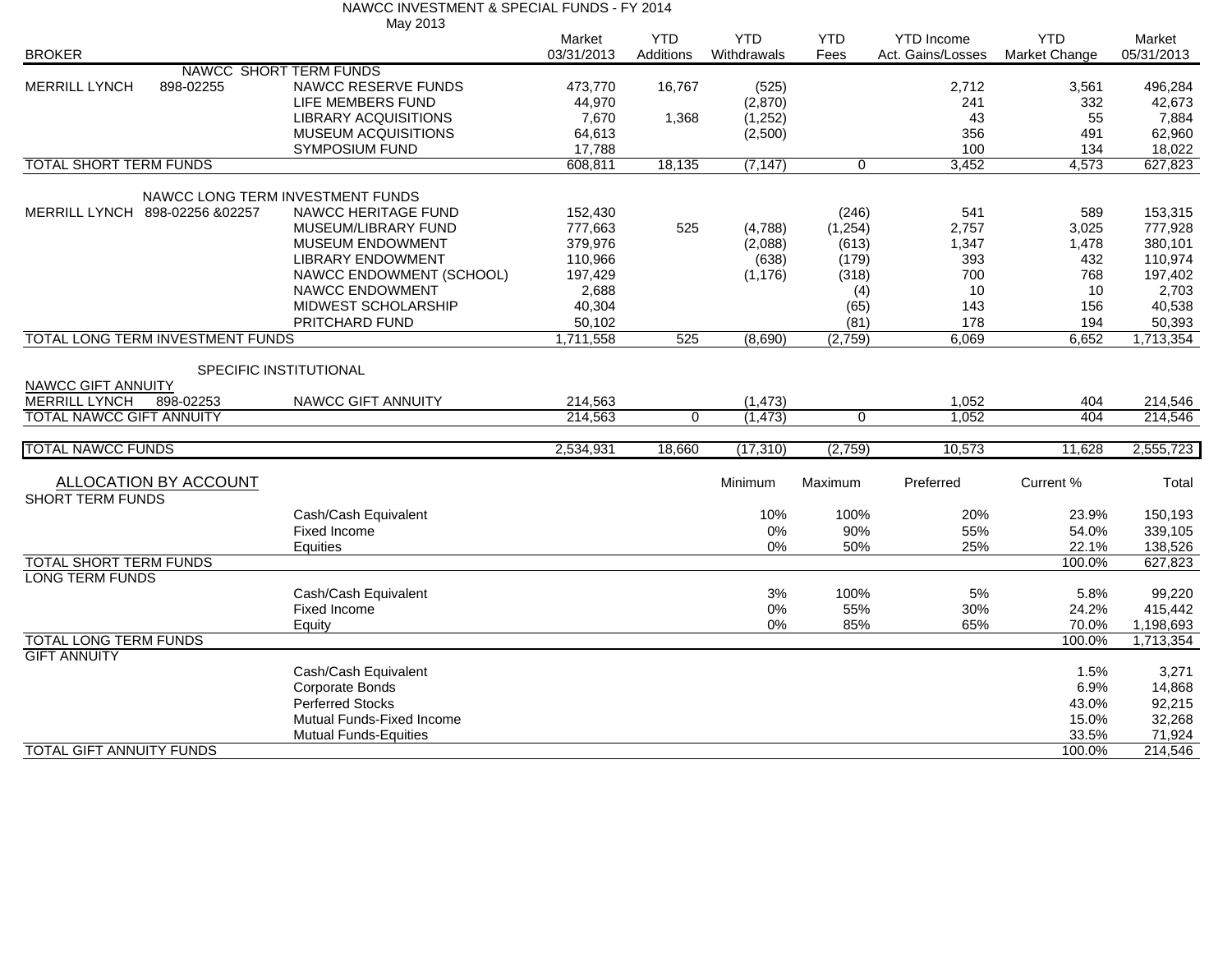# NAWCC INVESTMENT & SPECIAL FUNDS - FY 2014

May 2013

| BROKER | | | Market 03/31/2013 | YTD Additions | YTD Withdrawals | YTD Fees | YTD Income Act. Gains/Losses | YTD Market Change | Market 05/31/2013 |
|---|---|---|---|---|---|---|---|---|---|
| NAWCC SHORT TERM FUNDS | | | | | | | | | |
| MERRILL LYNCH | 898-02255 | NAWCC RESERVE FUNDS | 473,770 | 16,767 | (525) | | 2,712 | 3,561 | 496,284 |
| | | LIFE MEMBERS FUND | 44,970 | | (2,870) | | 241 | 332 | 42,673 |
| | | LIBRARY ACQUISITIONS | 7,670 | 1,368 | (1,252) | | 43 | 55 | 7,884 |
| | | MUSEUM ACQUISITIONS | 64,613 | | (2,500) | | 356 | 491 | 62,960 |
| | | SYMPOSIUM FUND | 17,788 | | | | 100 | 134 | 18,022 |
| TOTAL SHORT TERM FUNDS | | | 608,811 | 18,135 | (7,147) | 0 | 3,452 | 4,573 | 627,823 |
| NAWCC LONG TERM INVESTMENT FUNDS | | | | | | | | | |
| MERRILL LYNCH | 898-02256 &02257 | NAWCC HERITAGE FUND | 152,430 | | | (246) | 541 | 589 | 153,315 |
| | | MUSEUM/LIBRARY FUND | 777,663 | 525 | (4,788) | (1,254) | 2,757 | 3,025 | 777,928 |
| | | MUSEUM ENDOWMENT | 379,976 | | (2,088) | (613) | 1,347 | 1,478 | 380,101 |
| | | LIBRARY ENDOWMENT | 110,966 | | (638) | (179) | 393 | 432 | 110,974 |
| | | NAWCC ENDOWMENT (SCHOOL) | 197,429 | | (1,176) | (318) | 700 | 768 | 197,402 |
| | | NAWCC ENDOWMENT | 2,688 | | | (4) | 10 | 10 | 2,703 |
| | | MIDWEST SCHOLARSHIP | 40,304 | | | (65) | 143 | 156 | 40,538 |
| | | PRITCHARD FUND | 50,102 | | | (81) | 178 | 194 | 50,393 |
| TOTAL LONG TERM INVESTMENT FUNDS | | | 1,711,558 | 525 | (8,690) | (2,759) | 6,069 | 6,652 | 1,713,354 |
| SPECIFIC INSTITUTIONAL | | | | | | | | | |
| NAWCC GIFT ANNUITY | | | | | | | | | |
| MERRILL LYNCH | 898-02253 | NAWCC GIFT ANNUITY | 214,563 | | (1,473) | | 1,052 | 404 | 214,546 |
| TOTAL NAWCC GIFT ANNUITY | | | 214,563 | 0 | (1,473) | 0 | 1,052 | 404 | 214,546 |
| TOTAL NAWCC FUNDS | | | 2,534,931 | 18,660 | (17,310) | (2,759) | 10,573 | 11,628 | 2,555,723 |

## ALLOCATION BY ACCOUNT

| | | Minimum | Maximum | Preferred | Current % | Total |
|---|---|---|---|---|---|---|
| SHORT TERM FUNDS | | | | | | |
| | Cash/Cash Equivalent | 10% | 100% | 20% | 23.9% | 150,193 |
| | Fixed Income | 0% | 90% | 55% | 54.0% | 339,105 |
| | Equities | 0% | 50% | 25% | 22.1% | 138,526 |
| TOTAL SHORT TERM FUNDS | | | | | 100.0% | 627,823 |
| LONG TERM FUNDS | | | | | | |
| | Cash/Cash Equivalent | 3% | 100% | 5% | 5.8% | 99,220 |
| | Fixed Income | 0% | 55% | 30% | 24.2% | 415,442 |
| | Equity | 0% | 85% | 65% | 70.0% | 1,198,693 |
| TOTAL LONG TERM FUNDS | | | | | 100.0% | 1,713,354 |
| GIFT ANNUITY | | | | | | |
| | Cash/Cash Equivalent | | | | 1.5% | 3,271 |
| | Corporate Bonds | | | | 6.9% | 14,868 |
| | Perferred Stocks | | | | 43.0% | 92,215 |
| | Mutual Funds-Fixed Income | | | | 15.0% | 32,268 |
| | Mutual Funds-Equities | | | | 33.5% | 71,924 |
| TOTAL GIFT ANNUITY FUNDS | | | | | 100.0% | 214,546 |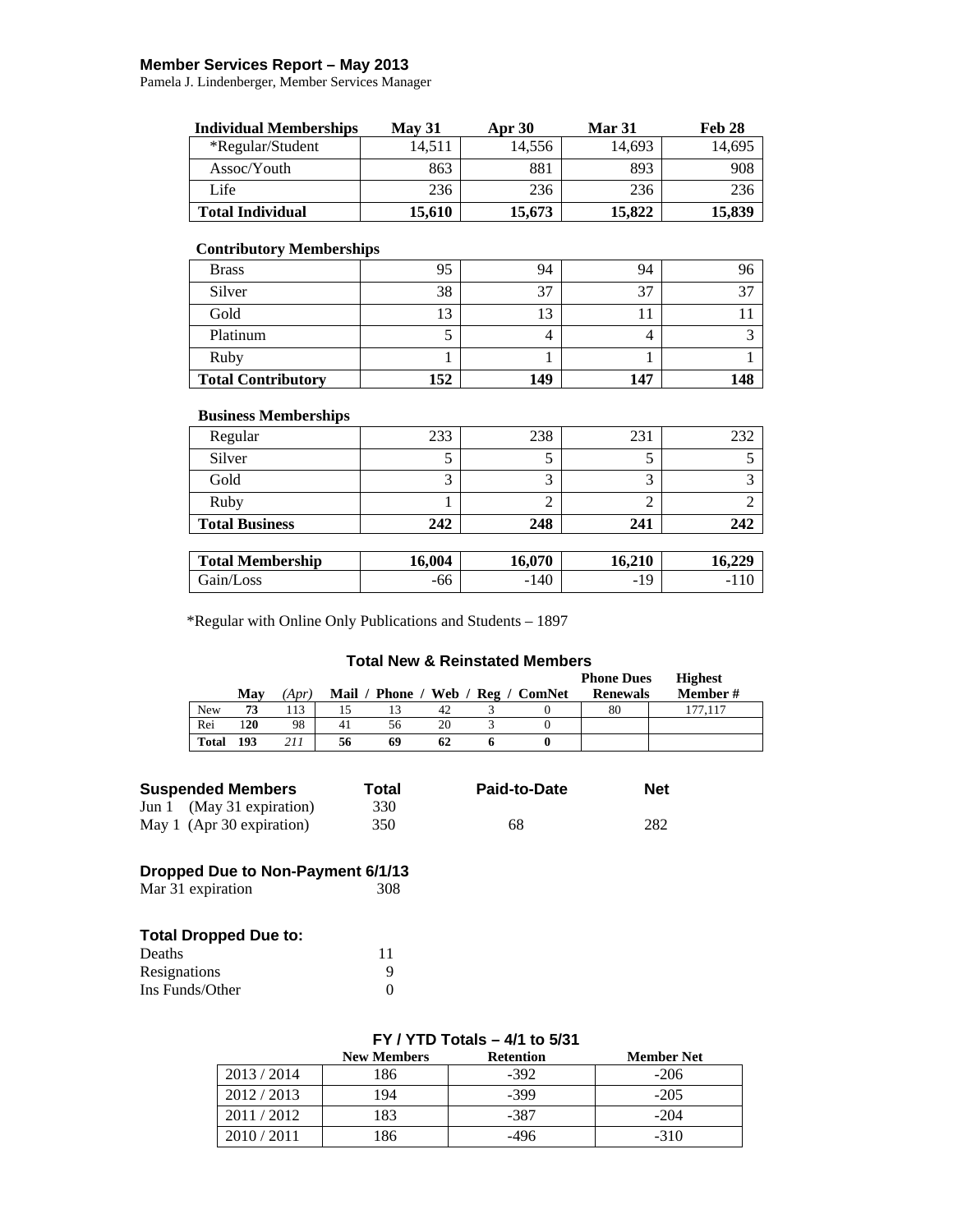# Member Services Report – May 2013

Pamela J. Lindenberger, Member Services Manager

| Individual Memberships | May 31 | Apr 30 | Mar 31 | Feb 28 |
|---|---|---|---|---|
| *Regular/Student | 14,511 | 14,556 | 14,693 | 14,695 |
| Assoc/Youth | 863 | 881 | 893 | 908 |
| Life | 236 | 236 | 236 | 236 |
| **Total Individual** | **15,610** | **15,673** | **15,822** | **15,839** |
| **Contributory Memberships** | | | | |
| Brass | 95 | 94 | 94 | 96 |
| Silver | 38 | 37 | 37 | 37 |
| Gold | 13 | 13 | 11 | 11 |
| Platinum | 5 | 4 | 4 | 3 |
| Ruby | 1 | 1 | 1 | 1 |
| **Total Contributory** | **152** | **149** | **147** | **148** |
| **Business Memberships** | | | | |
| Regular | 233 | 238 | 231 | 232 |
| Silver | 5 | 5 | 5 | 5 |
| Gold | 3 | 3 | 3 | 3 |
| Ruby | 1 | 2 | 2 | 2 |
| **Total Business** | **242** | **248** | **241** | **242** |
| **Total Membership** | **16,004** | **16,070** | **16,210** | **16,229** |
| Gain/Loss | -66 | -140 | -19 | -110 |

*Regular with Online Only Publications and Students – 1897

### Total New & Reinstated Members

| | May | *(Apr)* | Mail | Phone | Web | Reg | ComNet | Phone Dues Renewals | Highest Member # |
|---|---|---|---|---|---|---|---|---|---|
| New | **73** | 113 | 15 | 13 | 42 | 3 | 0 | 80 | 177,117 |
| Rei | **120** | 98 | 41 | 56 | 20 | 3 | 0 | | |
| **Total** | **193** | *211* | **56** | **69** | **62** | **6** | **0** | | |

| Suspended Members | Total | Paid-to-Date | Net |
|---|---|---|---|
| Jun 1 (May 31 expiration) | 330 | | |
| May 1 (Apr 30 expiration) | 350 | 68 | 282 |

### Dropped Due to Non-Payment 6/1/13

| | |
|---|---|
| Mar 31 expiration | 308 |

### Total Dropped Due to:

| | |
|---|---|
| Deaths | 11 |
| Resignations | 9 |
| Ins Funds/Other | 0 |

### FY / YTD Totals – 4/1 to 5/31

| | New Members | Retention | Member Net |
|---|---|---|---|
| 2013 / 2014 | 186 | -392 | -206 |
| 2012 / 2013 | 194 | -399 | -205 |
| 2011 / 2012 | 183 | -387 | -204 |
| 2010 / 2011 | 186 | -496 | -310 |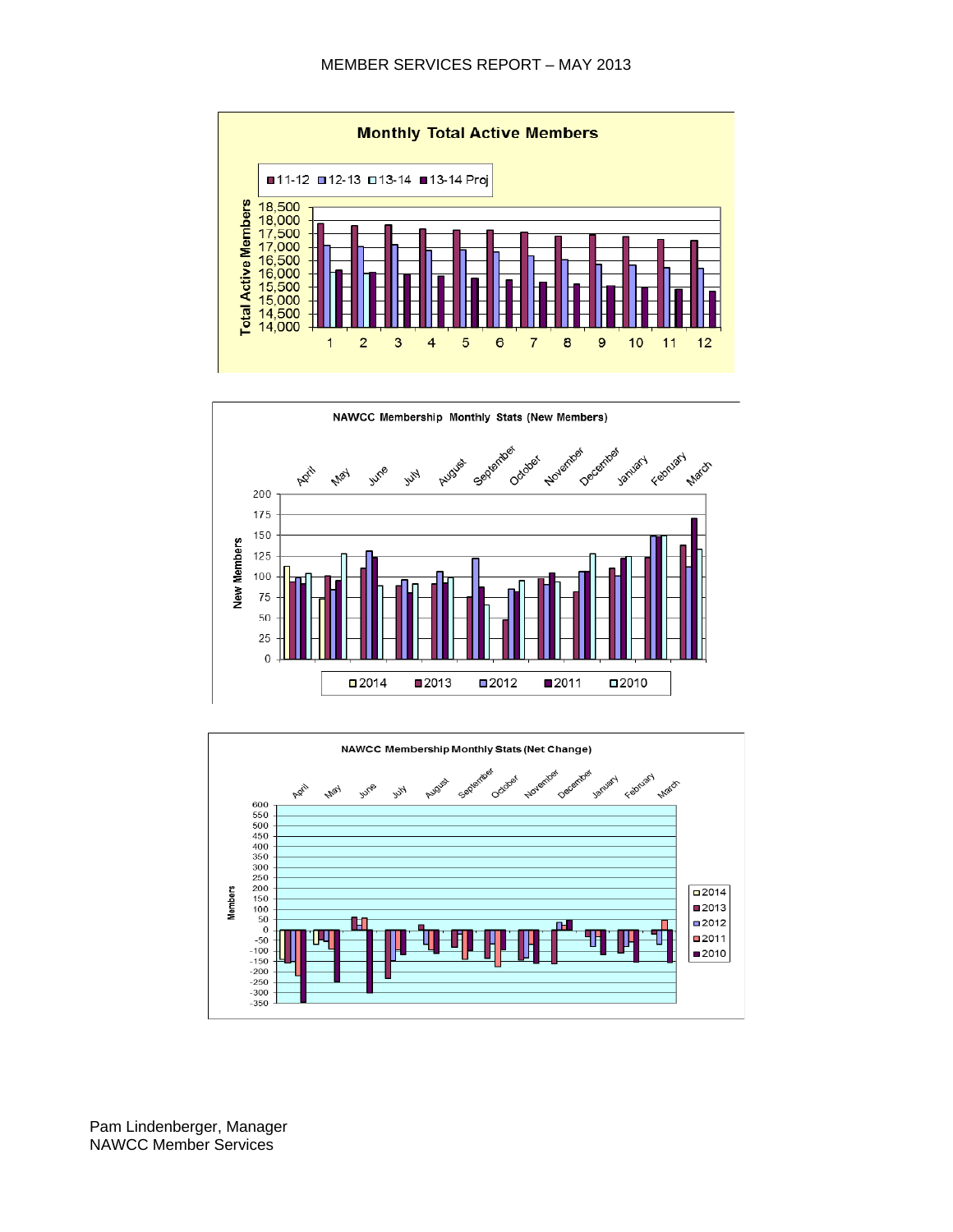# MEMBER SERVICES REPORT – MAY 2013

Monthly Total Active Members

11-12 12-13 13-14 13-14 Proj

Total Active Members

18,500
18,000
17,500
17,000
16,500
16,000
15,500
15,000
14,500
14,000

1 2 3 4 5 6 7 8 9 10 11 12

NAWCC Membership Monthly Stats (New Members)

April May June July August September October November December January February March

New Members

200
175
150
125
100
75
50
25
0

2014 2013 2012 2011 2010

NAWCC Membership Monthly Stats (Net Change)

April May June July August September October November December January February March

Members

600
550
500
450
400
350
300
250
200
150
100
50
0
-50
-100
-150
-200
-250
-300
-350

2014
2013
2012
2011
2010

Pam Lindenberger, Manager
NAWCC Member Services